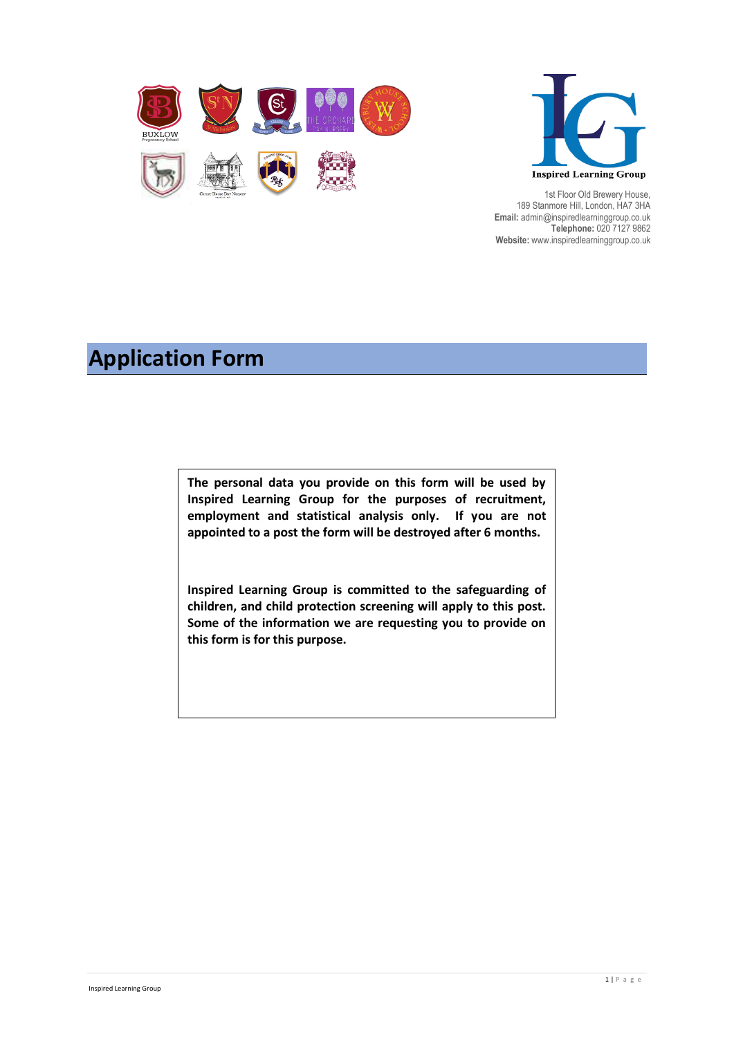Inspired Learning Group

1st Floor Old Brewery House,
189 Stanmore Hill, London, HA7 3HA
**Email:** admin@inspiredlearninggroup.co.uk
**Telephone:** 020 7127 9862
**Website:** www.inspiredlearninggroup.co.uk

# Application Form

**The personal data you provide on this form will be used by Inspired Learning Group for the purposes of recruitment, employment and statistical analysis only. If you are not appointed to a post the form will be destroyed after 6 months.**

**Inspired Learning Group is committed to the safeguarding of children, and child protection screening will apply to this post. Some of the information we are requesting you to provide on this form is for this purpose.**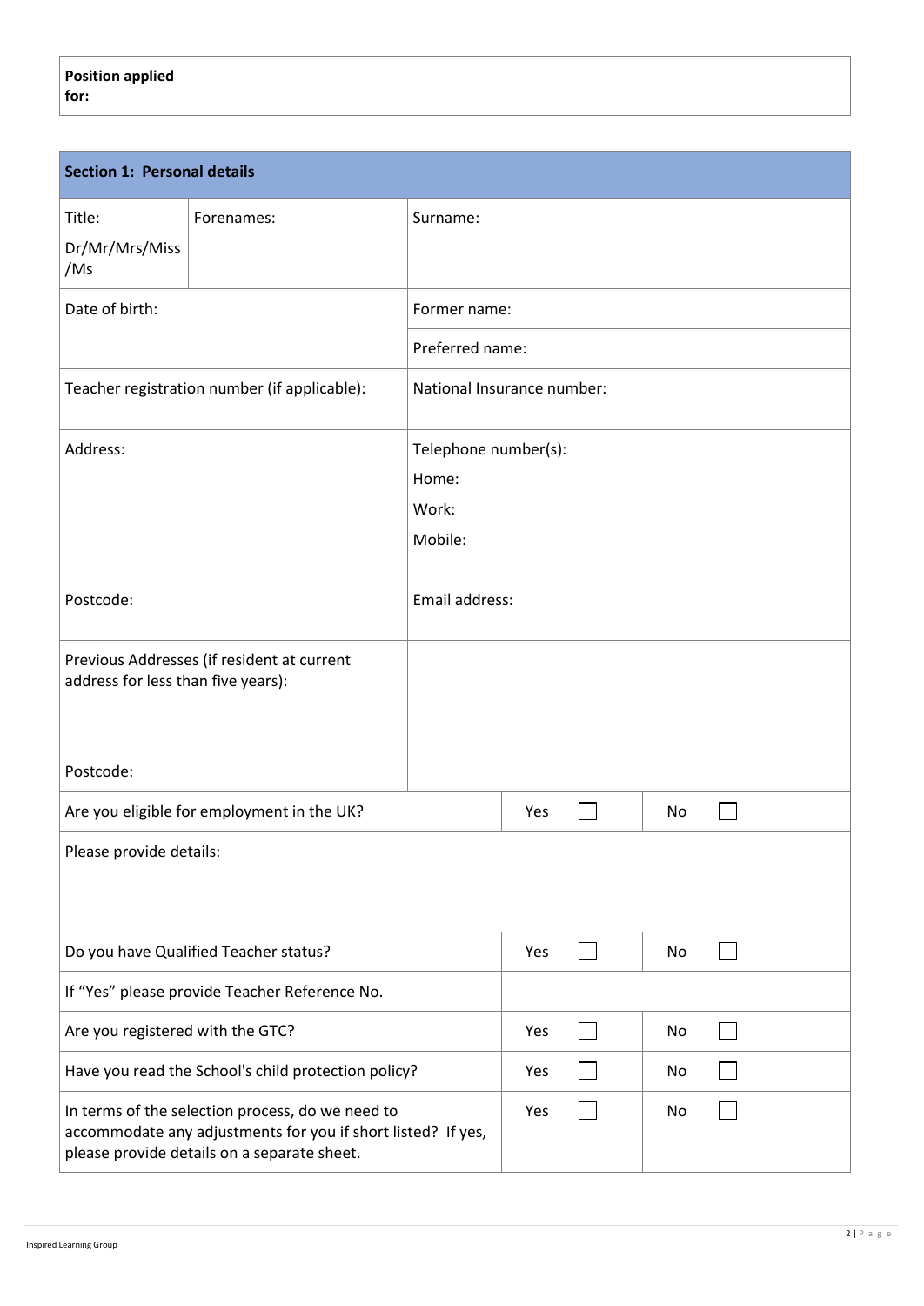| Position applied for: | |
|---|---|

| Section 1: Personal details | | | |
|---|---|---|---|
| Title: Dr/Mr/Mrs/Miss/Ms | Forenames: | Surname: | |
| Date of birth: | | Former name: | |
| | | Preferred name: | |
| Teacher registration number (if applicable): | | National Insurance number: | |
| Address:<br><br>Postcode: | | Telephone number(s):<br>Home:<br>Work:<br>Mobile:<br><br>Email address: | |
| Previous Addresses (if resident at current address for less than five years):<br><br>Postcode: | | | |
| Are you eligible for employment in the UK? | | Yes ☐ | No ☐ |
| Please provide details: | | | |
| Do you have Qualified Teacher status? | | Yes ☐ | No ☐ |
| If "Yes" please provide Teacher Reference No. | | | |
| Are you registered with the GTC? | | Yes ☐ | No ☐ |
| Have you read the School's child protection policy? | | Yes ☐ | No ☐ |
| In terms of the selection process, do we need to accommodate any adjustments for you if short listed? If yes, please provide details on a separate sheet. | | Yes ☐ | No ☐ |

Inspired Learning Group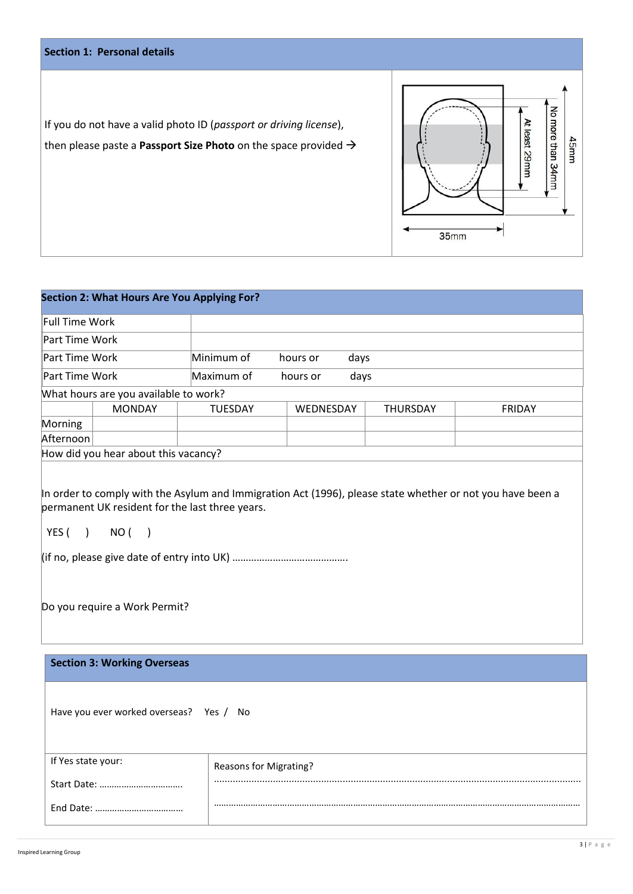## Section 1: Personal details

If you do not have a valid photo ID (*passport or driving license*),

then please paste a **Passport Size Photo** on the space provided →

35mm

45mm

No more than 34mm

At least 29mm

## Section 2: What Hours Are You Applying For?

| Full Time Work | |
|---|---|
| Part Time Work | |
| Part Time Work | Minimum of hours or days |
| Part Time Work | Maximum of hours or days |

What hours are you available to work?

| | MONDAY | TUESDAY | WEDNESDAY | THURSDAY | FRIDAY |
|---|---|---|---|---|---|
| Morning | | | | | |
| Afternoon | | | | | |

How did you hear about this vacancy?

In order to comply with the Asylum and Immigration Act (1996), please state whether or not you have been a permanent UK resident for the last three years.

YES ( ) NO ( )

(if no, please give date of entry into UK) ……………………………………

Do you require a Work Permit?

## Section 3: Working Overseas

Have you ever worked overseas? Yes / No

| If Yes state your:<br>Start Date: ……………………………<br>End Date: ……………………………… | Reasons for Migrating?<br>………………………………………………………………………………………………………<br>……………………………………………………………………………………………………… |
|---|---|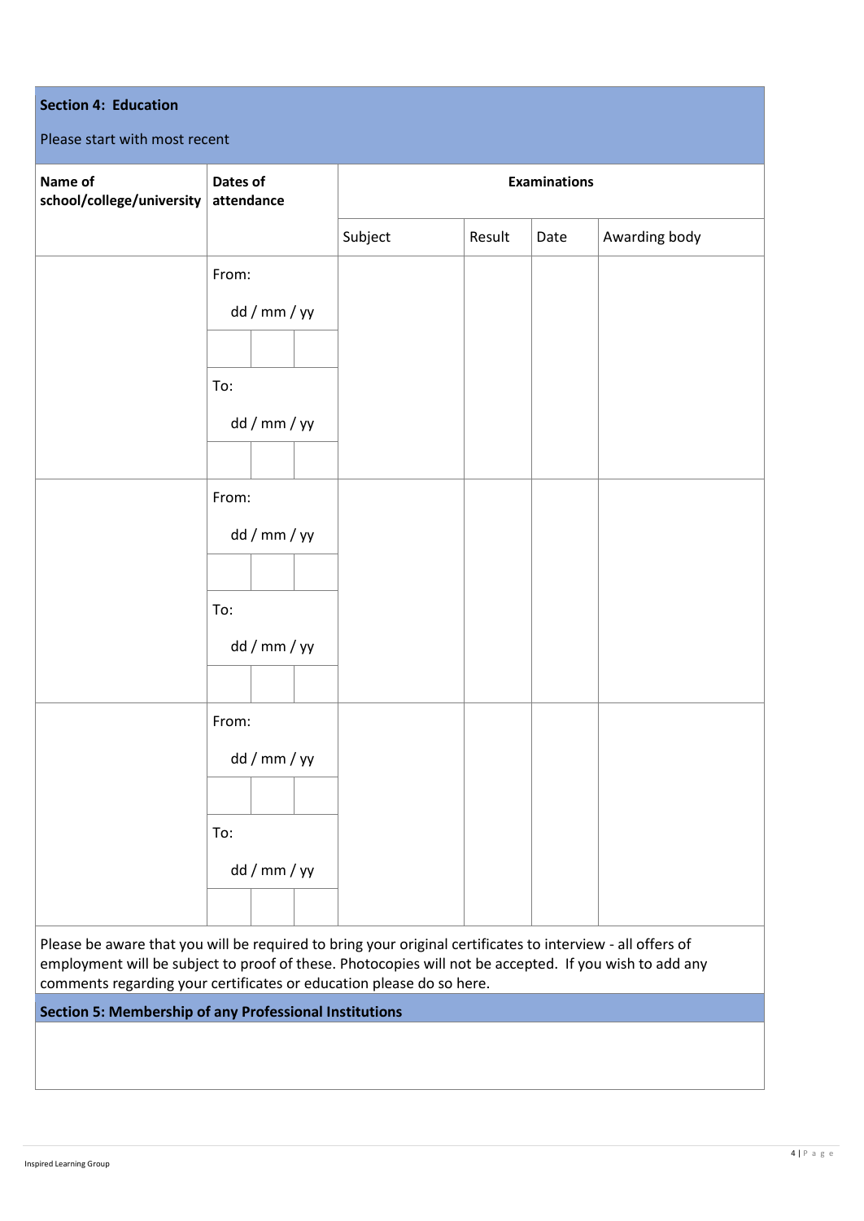## Section 4: Education

Please start with most recent

| Name of school/college/university | Dates of attendance | Examinations | | | |
|---|---|---|---|---|---|
| | | Subject | Result | Date | Awarding body |
| | From: dd / mm / yy<br>To: dd / mm / yy | | | | |
| | From: dd / mm / yy<br>To: dd / mm / yy | | | | |
| | From: dd / mm / yy<br>To: dd / mm / yy | | | | |

Please be aware that you will be required to bring your original certificates to interview - all offers of employment will be subject to proof of these. Photocopies will not be accepted. If you wish to add any comments regarding your certificates or education please do so here.

## Section 5: Membership of any Professional Institutions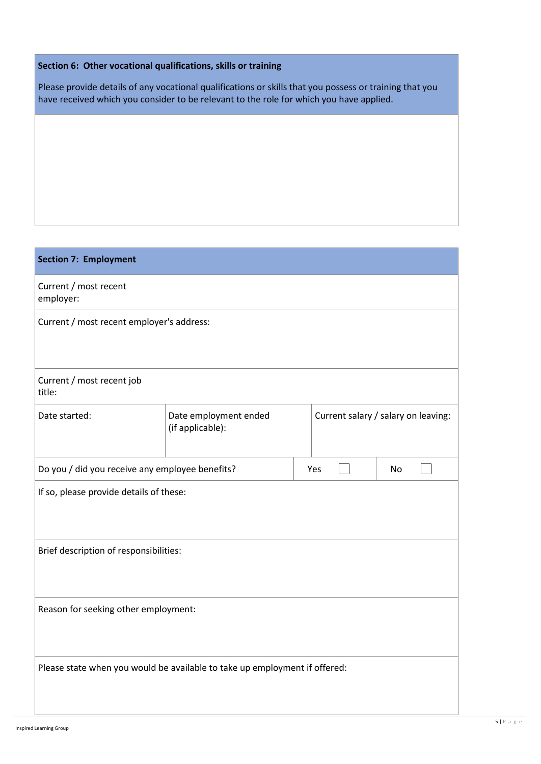## Section 6: Other vocational qualifications, skills or training

Please provide details of any vocational qualifications or skills that you possess or training that you have received which you consider to be relevant to the role for which you have applied.

## Section 7: Employment

Current / most recent employer:

Current / most recent employer's address:

Current / most recent job title:

| Date started: | Date employment ended (if applicable): | Current salary / salary on leaving: |
|---|---|---|
| | | |

| Do you / did you receive any employee benefits? | Yes ☐ | No ☐ |
|---|---|---|

If so, please provide details of these:

Brief description of responsibilities:

Reason for seeking other employment:

Please state when you would be available to take up employment if offered: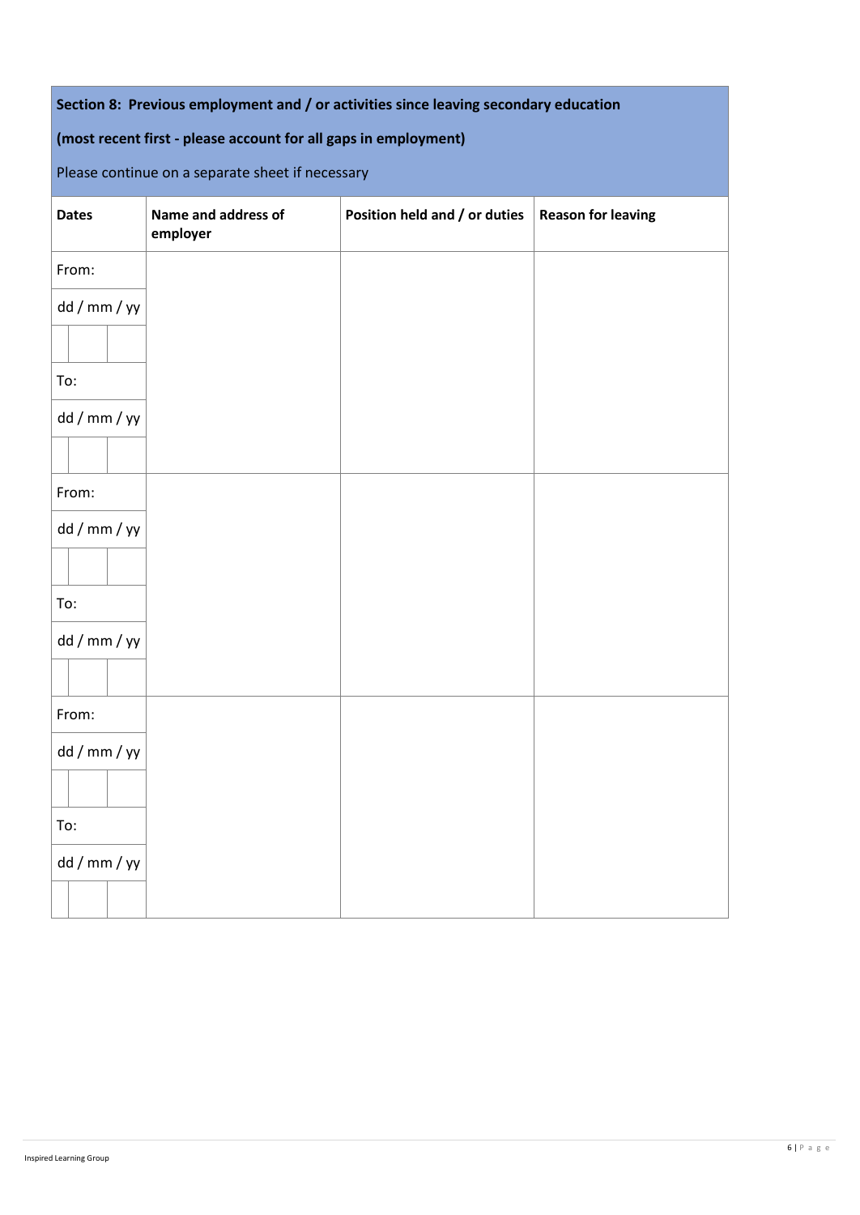**Section 8: Previous employment and / or activities since leaving secondary education**

**(most recent first - please account for all gaps in employment)**

Please continue on a separate sheet if necessary

| Dates | Name and address of employer | Position held and / or duties | Reason for leaving |
|---|---|---|---|
| From:<br>dd / mm / yy<br><br>To:<br>dd / mm / yy | | | |
| From:<br>dd / mm / yy<br><br>To:<br>dd / mm / yy | | | |
| From:<br>dd / mm / yy<br><br>To:<br>dd / mm / yy | | | |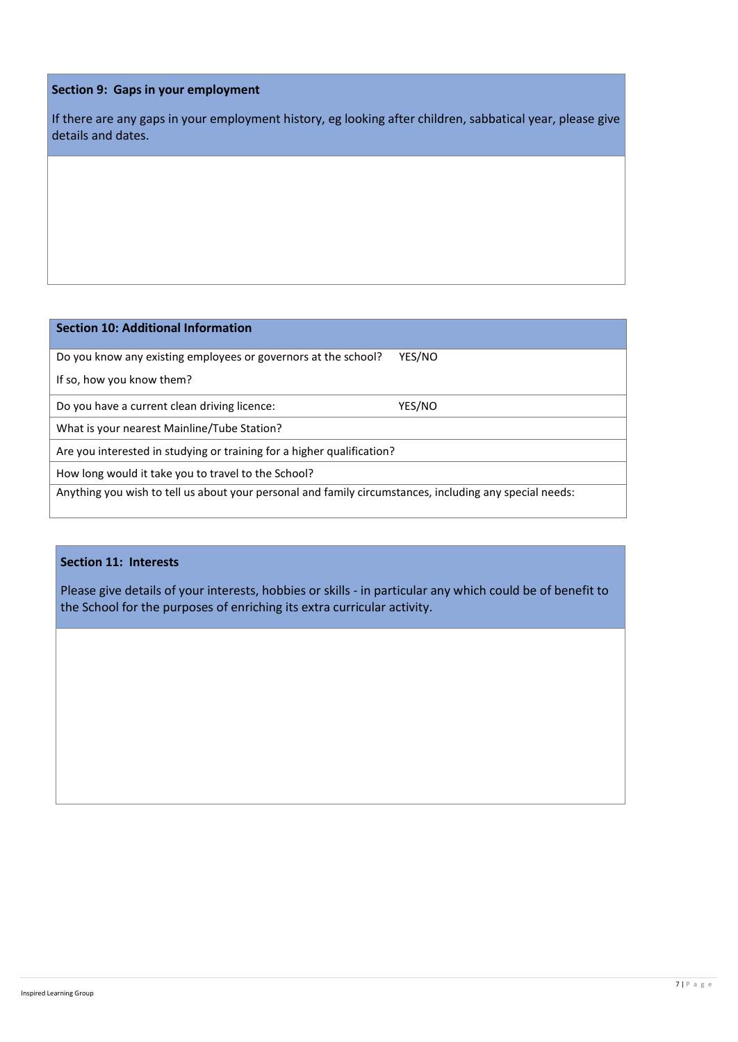## Section 9: Gaps in your employment

If there are any gaps in your employment history, eg looking after children, sabbatical year, please give details and dates.

## Section 10: Additional Information

| | |
|---|---|
| Do you know any existing employees or governors at the school?<br>If so, how you know them? | YES/NO |
| Do you have a current clean driving licence: | YES/NO |
| What is your nearest Mainline/Tube Station? | |
| Are you interested in studying or training for a higher qualification? | |
| How long would it take you to travel to the School? | |
| Anything you wish to tell us about your personal and family circumstances, including any special needs: | |

## Section 11: Interests

Please give details of your interests, hobbies or skills - in particular any which could be of benefit to the School for the purposes of enriching its extra curricular activity.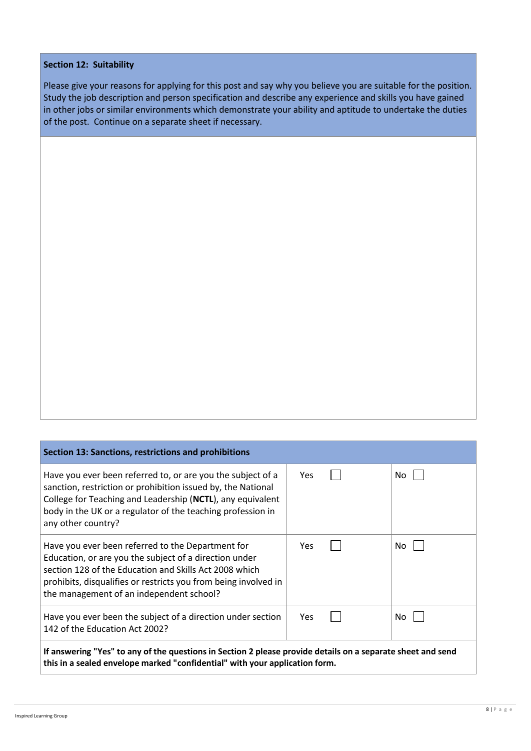## Section 12: Suitability

Please give your reasons for applying for this post and say why you believe you are suitable for the position. Study the job description and person specification and describe any experience and skills you have gained in other jobs or similar environments which demonstrate your ability and aptitude to undertake the duties of the post. Continue on a separate sheet if necessary.

## Section 13: Sanctions, restrictions and prohibitions

| Question | Yes | No |
|---|---|---|
| Have you ever been referred to, or are you the subject of a sanction, restriction or prohibition issued by, the National College for Teaching and Leadership (**NCTL**), any equivalent body in the UK or a regulator of the teaching profession in any other country? | Yes ☐ | No ☐ |
| Have you ever been referred to the Department for Education, or are you the subject of a direction under section 128 of the Education and Skills Act 2008 which prohibits, disqualifies or restricts you from being involved in the management of an independent school? | Yes ☐ | No ☐ |
| Have you ever been the subject of a direction under section 142 of the Education Act 2002? | Yes ☐ | No ☐ |

**If answering "Yes" to any of the questions in Section 2 please provide details on a separate sheet and send this in a sealed envelope marked "confidential" with your application form.**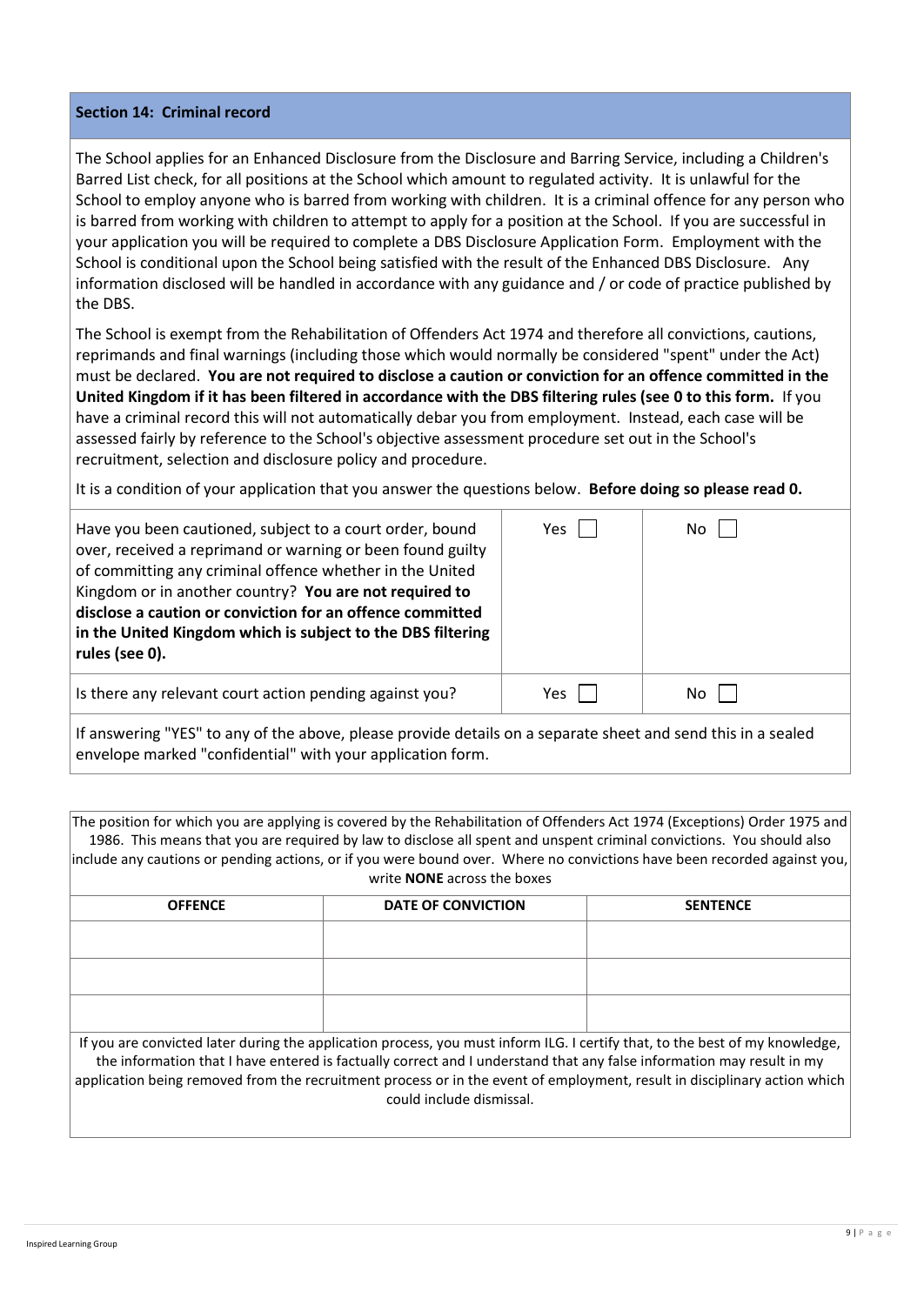## Section 14: Criminal record

The School applies for an Enhanced Disclosure from the Disclosure and Barring Service, including a Children's Barred List check, for all positions at the School which amount to regulated activity. It is unlawful for the School to employ anyone who is barred from working with children. It is a criminal offence for any person who is barred from working with children to attempt to apply for a position at the School. If you are successful in your application you will be required to complete a DBS Disclosure Application Form. Employment with the School is conditional upon the School being satisfied with the result of the Enhanced DBS Disclosure. Any information disclosed will be handled in accordance with any guidance and / or code of practice published by the DBS.

The School is exempt from the Rehabilitation of Offenders Act 1974 and therefore all convictions, cautions, reprimands and final warnings (including those which would normally be considered "spent" under the Act) must be declared. **You are not required to disclose a caution or conviction for an offence committed in the United Kingdom if it has been filtered in accordance with the DBS filtering rules (see 0 to this form.** If you have a criminal record this will not automatically debar you from employment. Instead, each case will be assessed fairly by reference to the School's objective assessment procedure set out in the School's recruitment, selection and disclosure policy and procedure.

It is a condition of your application that you answer the questions below. **Before doing so please read 0.**

| Question | | |
|---|---|---|
| Have you been cautioned, subject to a court order, bound over, received a reprimand or warning or been found guilty of committing any criminal offence whether in the United Kingdom or in another country? **You are not required to disclose a caution or conviction for an offence committed in the United Kingdom which is subject to the DBS filtering rules (see 0).** | Yes ☐ | No ☐ |
| Is there any relevant court action pending against you? | Yes ☐ | No ☐ |

If answering "YES" to any of the above, please provide details on a separate sheet and send this in a sealed envelope marked "confidential" with your application form.

The position for which you are applying is covered by the Rehabilitation of Offenders Act 1974 (Exceptions) Order 1975 and 1986. This means that you are required by law to disclose all spent and unspent criminal convictions. You should also include any cautions or pending actions, or if you were bound over. Where no convictions have been recorded against you, write **NONE** across the boxes

| OFFENCE | DATE OF CONVICTION | SENTENCE |
|---|---|---|
| | | |
| | | |
| | | |

If you are convicted later during the application process, you must inform ILG. I certify that, to the best of my knowledge, the information that I have entered is factually correct and I understand that any false information may result in my application being removed from the recruitment process or in the event of employment, result in disciplinary action which could include dismissal.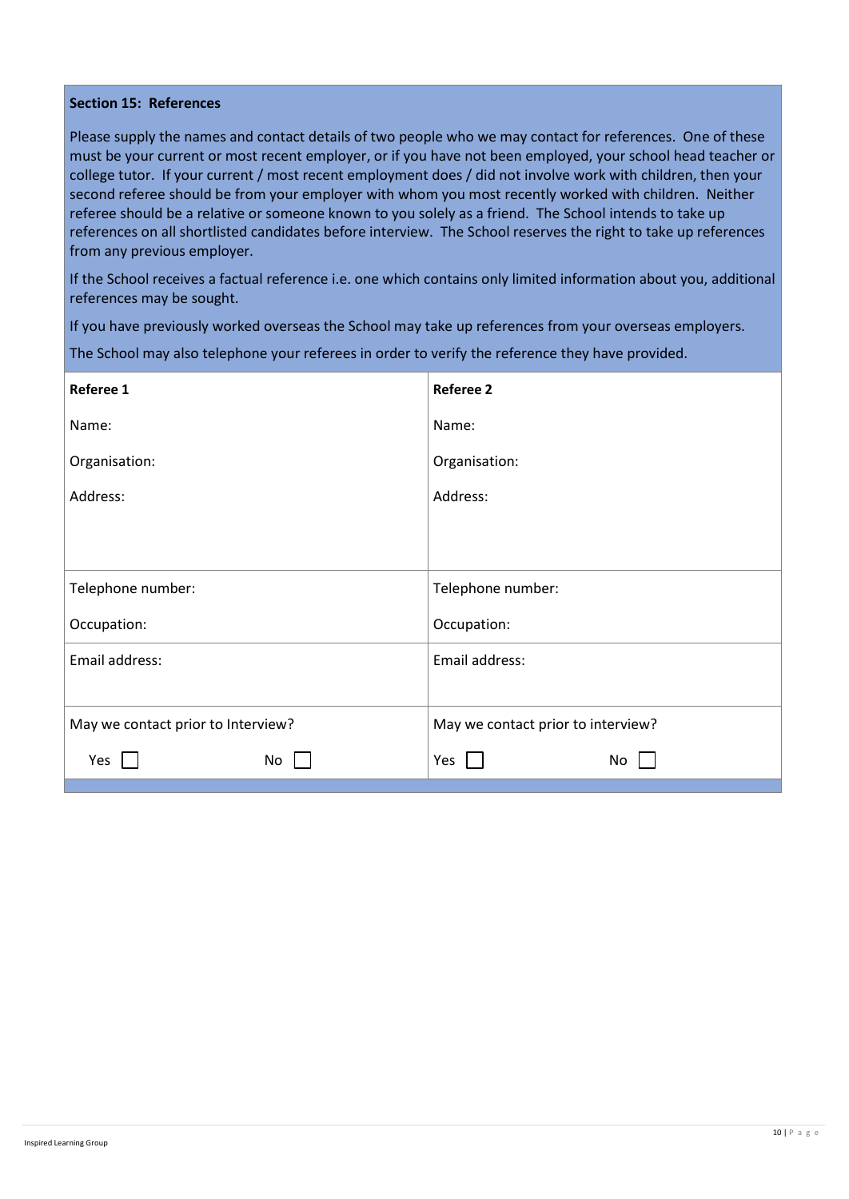**Section 15: References**

Please supply the names and contact details of two people who we may contact for references. One of these must be your current or most recent employer, or if you have not been employed, your school head teacher or college tutor. If your current / most recent employment does / did not involve work with children, then your second referee should be from your employer with whom you most recently worked with children. Neither referee should be a relative or someone known to you solely as a friend. The School intends to take up references on all shortlisted candidates before interview. The School reserves the right to take up references from any previous employer.

If the School receives a factual reference i.e. one which contains only limited information about you, additional references may be sought.

If you have previously worked overseas the School may take up references from your overseas employers.

The School may also telephone your referees in order to verify the reference they have provided.

| **Referee 1** | **Referee 2** |
|---|---|
| Name: | Name: |
| Organisation: | Organisation: |
| Address: | Address: |
| Telephone number: | Telephone number: |
| Occupation: | Occupation: |
| Email address: | Email address: |
| May we contact prior to Interview? | May we contact prior to interview? |
| Yes ☐ No ☐ | Yes ☐ No ☐ |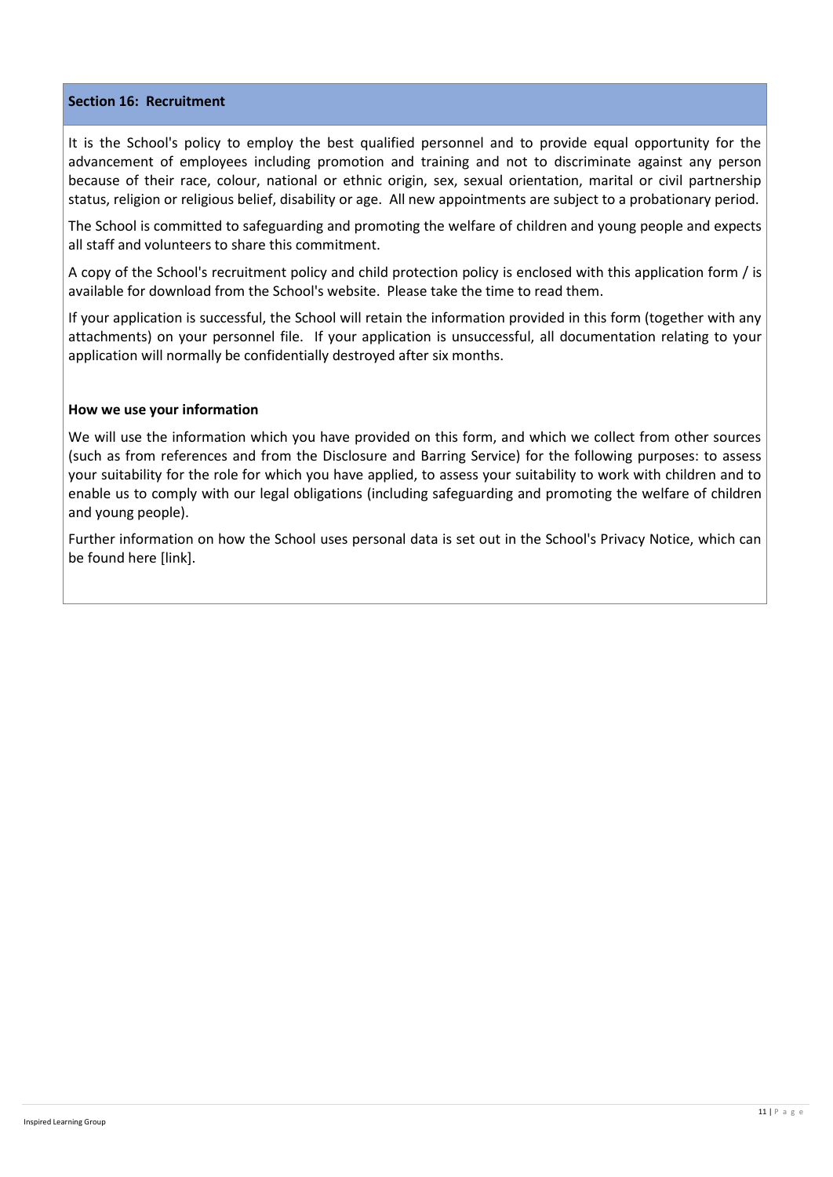## Section 16: Recruitment

It is the School's policy to employ the best qualified personnel and to provide equal opportunity for the advancement of employees including promotion and training and not to discriminate against any person because of their race, colour, national or ethnic origin, sex, sexual orientation, marital or civil partnership status, religion or religious belief, disability or age. All new appointments are subject to a probationary period.

The School is committed to safeguarding and promoting the welfare of children and young people and expects all staff and volunteers to share this commitment.

A copy of the School's recruitment policy and child protection policy is enclosed with this application form / is available for download from the School's website. Please take the time to read them.

If your application is successful, the School will retain the information provided in this form (together with any attachments) on your personnel file. If your application is unsuccessful, all documentation relating to your application will normally be confidentially destroyed after six months.

**How we use your information**

We will use the information which you have provided on this form, and which we collect from other sources (such as from references and from the Disclosure and Barring Service) for the following purposes: to assess your suitability for the role for which you have applied, to assess your suitability to work with children and to enable us to comply with our legal obligations (including safeguarding and promoting the welfare of children and young people).

Further information on how the School uses personal data is set out in the School's Privacy Notice, which can be found here [link].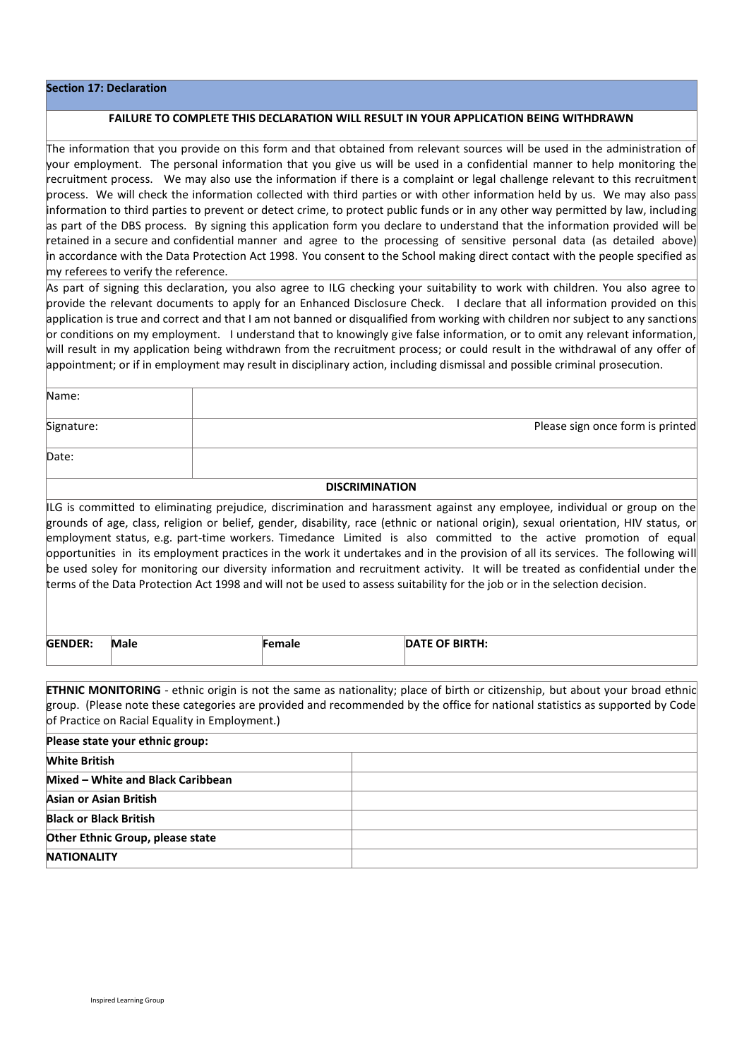## Section 17: Declaration

**FAILURE TO COMPLETE THIS DECLARATION WILL RESULT IN YOUR APPLICATION BEING WITHDRAWN**

The information that you provide on this form and that obtained from relevant sources will be used in the administration of your employment. The personal information that you give us will be used in a confidential manner to help monitoring the recruitment process. We may also use the information if there is a complaint or legal challenge relevant to this recruitment process. We will check the information collected with third parties or with other information held by us. We may also pass information to third parties to prevent or detect crime, to protect public funds or in any other way permitted by law, including as part of the DBS process. By signing this application form you declare to understand that the information provided will be retained in a secure and confidential manner and agree to the processing of sensitive personal data (as detailed above) in accordance with the Data Protection Act 1998. You consent to the School making direct contact with the people specified as my referees to verify the reference.

As part of signing this declaration, you also agree to ILG checking your suitability to work with children. You also agree to provide the relevant documents to apply for an Enhanced Disclosure Check. I declare that all information provided on this application is true and correct and that I am not banned or disqualified from working with children nor subject to any sanctions or conditions on my employment. I understand that to knowingly give false information, or to omit any relevant information, will result in my application being withdrawn from the recruitment process; or could result in the withdrawal of any offer of appointment; or if in employment may result in disciplinary action, including dismissal and possible criminal prosecution.

| | |
|---|---|
| Name: | |
| Signature: | Please sign once form is printed |
| Date: | |

**DISCRIMINATION**

ILG is committed to eliminating prejudice, discrimination and harassment against any employee, individual or group on the grounds of age, class, religion or belief, gender, disability, race (ethnic or national origin), sexual orientation, HIV status, or employment status, e.g. part-time workers. Timedance Limited is also committed to the active promotion of equal opportunities in its employment practices in the work it undertakes and in the provision of all its services. The following will be used soley for monitoring our diversity information and recruitment activity. It will be treated as confidential under the terms of the Data Protection Act 1998 and will not be used to assess suitability for the job or in the selection decision.

| **GENDER:** | **Male** | **Female** | **DATE OF BIRTH:** |
|---|---|---|---|

**ETHNIC MONITORING** - ethnic origin is not the same as nationality; place of birth or citizenship, but about your broad ethnic group. (Please note these categories are provided and recommended by the office for national statistics as supported by Code of Practice on Racial Equality in Employment.)

| **Please state your ethnic group:** | |
|---|---|
| **White British** | |
| **Mixed – White and Black Caribbean** | |
| **Asian or Asian British** | |
| **Black or Black British** | |
| **Other Ethnic Group, please state** | |
| **NATIONALITY** | |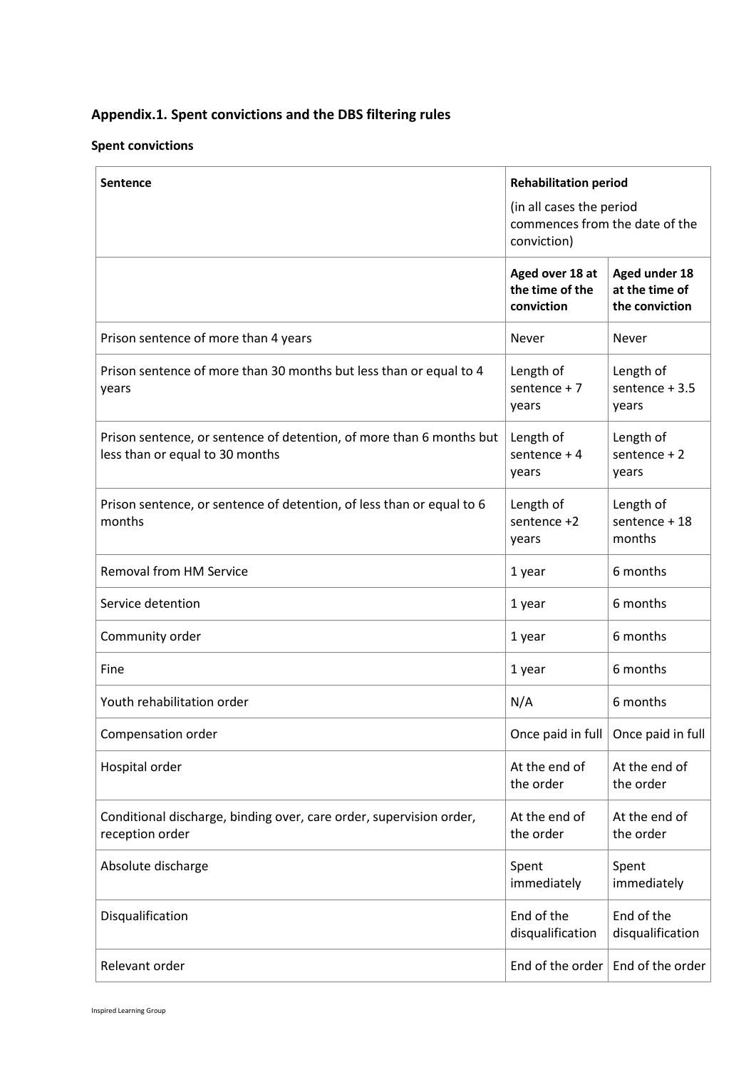## Appendix.1. Spent convictions and the DBS filtering rules

### Spent convictions

| Sentence | Rehabilitation period (in all cases the period commences from the date of the conviction) | |
|---|---|---|
| | **Aged over 18 at the time of the conviction** | **Aged under 18 at the time of the conviction** |
| Prison sentence of more than 4 years | Never | Never |
| Prison sentence of more than 30 months but less than or equal to 4 years | Length of sentence + 7 years | Length of sentence + 3.5 years |
| Prison sentence, or sentence of detention, of more than 6 months but less than or equal to 30 months | Length of sentence + 4 years | Length of sentence + 2 years |
| Prison sentence, or sentence of detention, of less than or equal to 6 months | Length of sentence +2 years | Length of sentence + 18 months |
| Removal from HM Service | 1 year | 6 months |
| Service detention | 1 year | 6 months |
| Community order | 1 year | 6 months |
| Fine | 1 year | 6 months |
| Youth rehabilitation order | N/A | 6 months |
| Compensation order | Once paid in full | Once paid in full |
| Hospital order | At the end of the order | At the end of the order |
| Conditional discharge, binding over, care order, supervision order, reception order | At the end of the order | At the end of the order |
| Absolute discharge | Spent immediately | Spent immediately |
| Disqualification | End of the disqualification | End of the disqualification |
| Relevant order | End of the order | End of the order |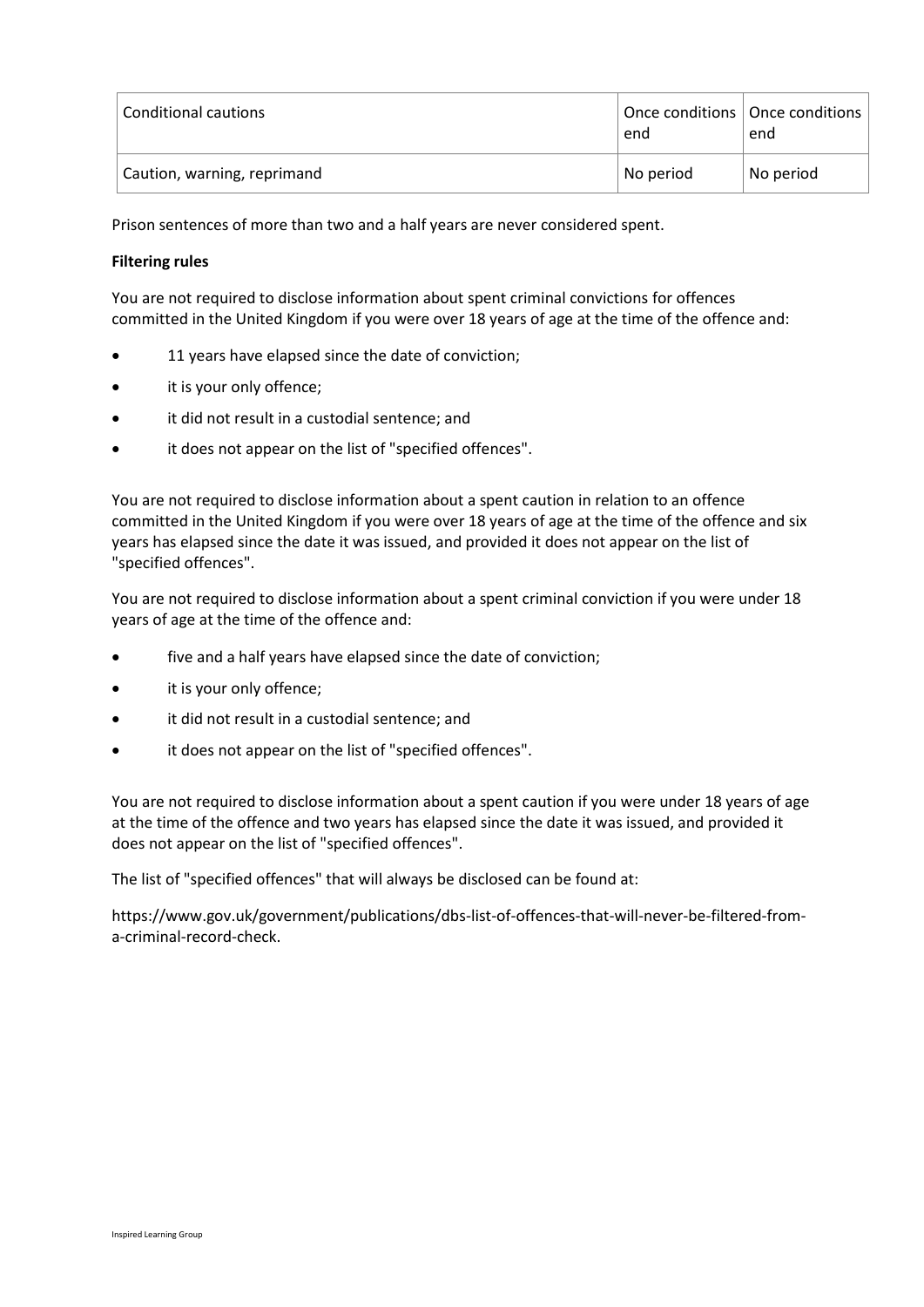| | | |
|---|---|---|
| Conditional cautions | Once conditions end | Once conditions end |
| Caution, warning, reprimand | No period | No period |

Prison sentences of more than two and a half years are never considered spent.

**Filtering rules**

You are not required to disclose information about spent criminal convictions for offences committed in the United Kingdom if you were over 18 years of age at the time of the offence and:

- 11 years have elapsed since the date of conviction;
- it is your only offence;
- it did not result in a custodial sentence; and
- it does not appear on the list of "specified offences".

You are not required to disclose information about a spent caution in relation to an offence committed in the United Kingdom if you were over 18 years of age at the time of the offence and six years has elapsed since the date it was issued, and provided it does not appear on the list of "specified offences".

You are not required to disclose information about a spent criminal conviction if you were under 18 years of age at the time of the offence and:

- five and a half years have elapsed since the date of conviction;
- it is your only offence;
- it did not result in a custodial sentence; and
- it does not appear on the list of "specified offences".

You are not required to disclose information about a spent caution if you were under 18 years of age at the time of the offence and two years has elapsed since the date it was issued, and provided it does not appear on the list of "specified offences".

The list of "specified offences" that will always be disclosed can be found at:

https://www.gov.uk/government/publications/dbs-list-of-offences-that-will-never-be-filtered-from-a-criminal-record-check.